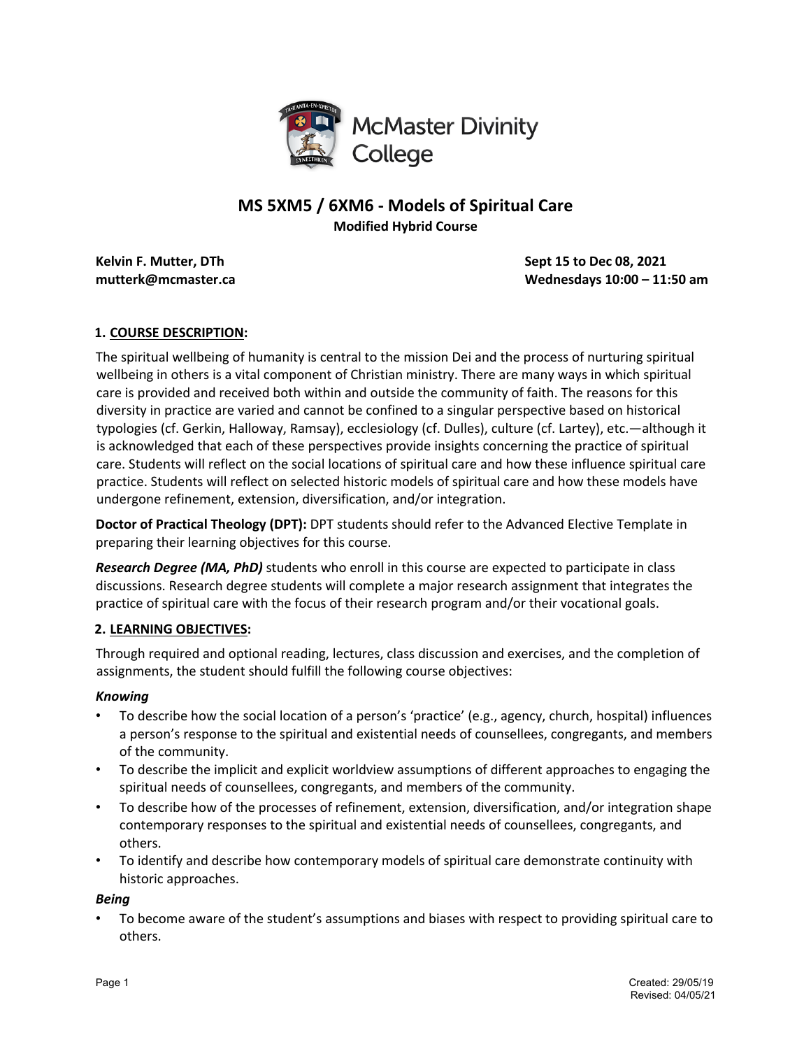McMaster Divinity College

# MS 5XM5 / 6XM6 - Models of Spiritual Care

**Modified Hybrid Course**

**Kelvin F. Mutter, DTh**
**mutterk@mcmaster.ca**

**Sept 15 to Dec 08, 2021**
**Wednesdays 10:00 – 11:50 am**

## 1. COURSE DESCRIPTION:

The spiritual wellbeing of humanity is central to the mission Dei and the process of nurturing spiritual wellbeing in others is a vital component of Christian ministry. There are many ways in which spiritual care is provided and received both within and outside the community of faith. The reasons for this diversity in practice are varied and cannot be confined to a singular perspective based on historical typologies (cf. Gerkin, Halloway, Ramsay), ecclesiology (cf. Dulles), culture (cf. Lartey), etc.—although it is acknowledged that each of these perspectives provide insights concerning the practice of spiritual care. Students will reflect on the social locations of spiritual care and how these influence spiritual care practice. Students will reflect on selected historic models of spiritual care and how these models have undergone refinement, extension, diversification, and/or integration.

**Doctor of Practical Theology (DPT):** DPT students should refer to the Advanced Elective Template in preparing their learning objectives for this course.

***Research Degree (MA, PhD)*** students who enroll in this course are expected to participate in class discussions. Research degree students will complete a major research assignment that integrates the practice of spiritual care with the focus of their research program and/or their vocational goals.

## 2. LEARNING OBJECTIVES:

Through required and optional reading, lectures, class discussion and exercises, and the completion of assignments, the student should fulfill the following course objectives:

***Knowing***

- To describe how the social location of a person's 'practice' (e.g., agency, church, hospital) influences a person's response to the spiritual and existential needs of counsellees, congregants, and members of the community.
- To describe the implicit and explicit worldview assumptions of different approaches to engaging the spiritual needs of counsellees, congregants, and members of the community.
- To describe how of the processes of refinement, extension, diversification, and/or integration shape contemporary responses to the spiritual and existential needs of counsellees, congregants, and others.
- To identify and describe how contemporary models of spiritual care demonstrate continuity with historic approaches.

***Being***

- To become aware of the student's assumptions and biases with respect to providing spiritual care to others.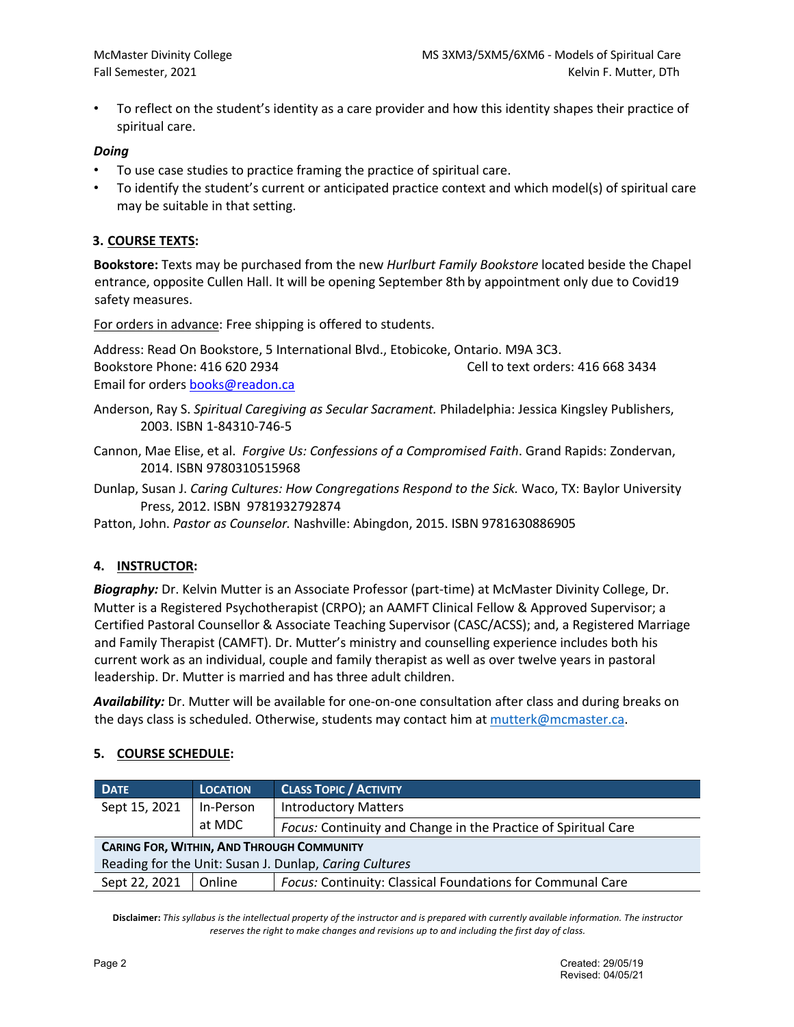- To reflect on the student's identity as a care provider and how this identity shapes their practice of spiritual care.

***Doing***

- To use case studies to practice framing the practice of spiritual care.
- To identify the student's current or anticipated practice context and which model(s) of spiritual care may be suitable in that setting.

### 3. COURSE TEXTS:

**Bookstore:** Texts may be purchased from the new *Hurlburt Family Bookstore* located beside the Chapel entrance, opposite Cullen Hall. It will be opening September 8th by appointment only due to Covid19 safety measures.

For orders in advance: Free shipping is offered to students.

Address: Read On Bookstore, 5 International Blvd., Etobicoke, Ontario. M9A 3C3.
Bookstore Phone: 416 620 2934 Cell to text orders: 416 668 3434
Email for orders books@readon.ca

Anderson, Ray S. *Spiritual Caregiving as Secular Sacrament.* Philadelphia: Jessica Kingsley Publishers, 2003. ISBN 1-84310-746-5

Cannon, Mae Elise, et al. *Forgive Us: Confessions of a Compromised Faith*. Grand Rapids: Zondervan, 2014. ISBN 9780310515968

Dunlap, Susan J. *Caring Cultures: How Congregations Respond to the Sick.* Waco, TX: Baylor University Press, 2012. ISBN 9781932792874

Patton, John. *Pastor as Counselor.* Nashville: Abingdon, 2015. ISBN 9781630886905

### 4. INSTRUCTOR:

***Biography:*** Dr. Kelvin Mutter is an Associate Professor (part-time) at McMaster Divinity College, Dr. Mutter is a Registered Psychotherapist (CRPO); an AAMFT Clinical Fellow & Approved Supervisor; a Certified Pastoral Counsellor & Associate Teaching Supervisor (CASC/ACSS); and, a Registered Marriage and Family Therapist (CAMFT). Dr. Mutter's ministry and counselling experience includes both his current work as an individual, couple and family therapist as well as over twelve years in pastoral leadership. Dr. Mutter is married and has three adult children.

***Availability:*** Dr. Mutter will be available for one-on-one consultation after class and during breaks on the days class is scheduled. Otherwise, students may contact him at mutterk@mcmaster.ca.

### 5. COURSE SCHEDULE:

| Date | Location | Class Topic / Activity |
|---|---|---|
| Sept 15, 2021 | In-Person at MDC | Introductory Matters |
| | | *Focus:* Continuity and Change in the Practice of Spiritual Care |
| **Caring For, Within, And Through Community** Reading for the Unit: Susan J. Dunlap, *Caring Cultures* | | |
| Sept 22, 2021 | Online | *Focus:* Continuity: Classical Foundations for Communal Care |

**Disclaimer:** *This syllabus is the intellectual property of the instructor and is prepared with currently available information. The instructor reserves the right to make changes and revisions up to and including the first day of class.*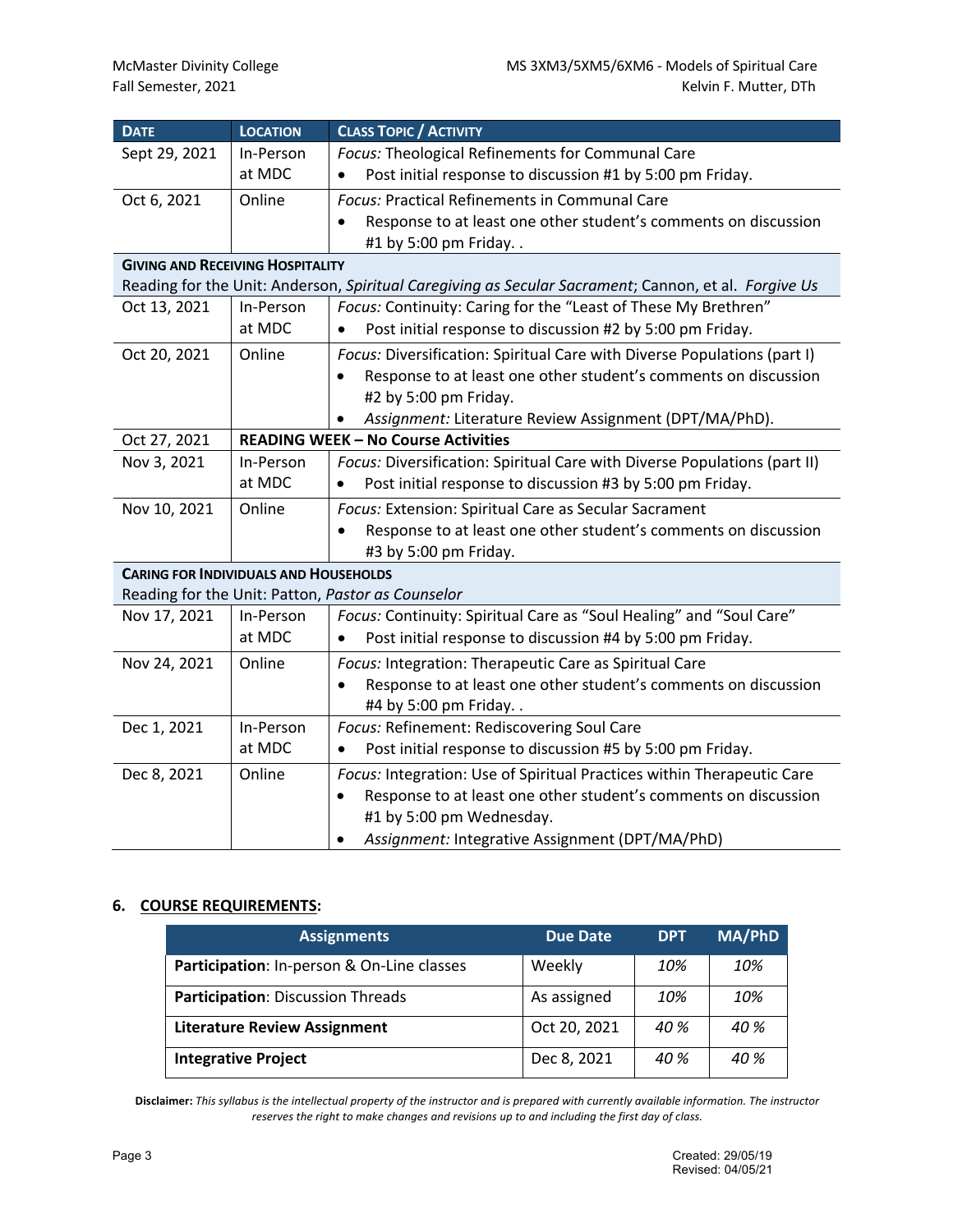| DATE | LOCATION | CLASS TOPIC / ACTIVITY |
|---|---|---|
| Sept 29, 2021 | In-Person at MDC | *Focus:* Theological Refinements for Communal Care<br>• Post initial response to discussion #1 by 5:00 pm Friday. |
| Oct 6, 2021 | Online | *Focus:* Practical Refinements in Communal Care<br>• Response to at least one other student's comments on discussion #1 by 5:00 pm Friday. . |
| **GIVING AND RECEIVING HOSPITALITY**<br>Reading for the Unit: Anderson, *Spiritual Caregiving as Secular Sacrament*; Cannon, et al. *Forgive Us* | | |
| Oct 13, 2021 | In-Person at MDC | *Focus:* Continuity: Caring for the "Least of These My Brethren"<br>• Post initial response to discussion #2 by 5:00 pm Friday. |
| Oct 20, 2021 | Online | *Focus:* Diversification: Spiritual Care with Diverse Populations (part I)<br>• Response to at least one other student's comments on discussion #2 by 5:00 pm Friday.<br>• *Assignment:* Literature Review Assignment (DPT/MA/PhD). |
| Oct 27, 2021 | **READING WEEK – No Course Activities** | |
| Nov 3, 2021 | In-Person at MDC | *Focus:* Diversification: Spiritual Care with Diverse Populations (part II)<br>• Post initial response to discussion #3 by 5:00 pm Friday. |
| Nov 10, 2021 | Online | *Focus:* Extension: Spiritual Care as Secular Sacrament<br>• Response to at least one other student's comments on discussion #3 by 5:00 pm Friday. |
| **CARING FOR INDIVIDUALS AND HOUSEHOLDS**<br>Reading for the Unit: Patton, *Pastor as Counselor* | | |
| Nov 17, 2021 | In-Person at MDC | *Focus:* Continuity: Spiritual Care as "Soul Healing" and "Soul Care"<br>• Post initial response to discussion #4 by 5:00 pm Friday. |
| Nov 24, 2021 | Online | *Focus:* Integration: Therapeutic Care as Spiritual Care<br>• Response to at least one other student's comments on discussion #4 by 5:00 pm Friday. . |
| Dec 1, 2021 | In-Person at MDC | *Focus:* Refinement: Rediscovering Soul Care<br>• Post initial response to discussion #5 by 5:00 pm Friday. |
| Dec 8, 2021 | Online | *Focus:* Integration: Use of Spiritual Practices within Therapeutic Care<br>• Response to at least one other student's comments on discussion #1 by 5:00 pm Wednesday.<br>• *Assignment:* Integrative Assignment (DPT/MA/PhD) |

## 6. COURSE REQUIREMENTS:

| Assignments | Due Date | DPT | MA/PhD |
|---|---|---|---|
| **Participation**: In-person & On-Line classes | Weekly | *10%* | *10%* |
| **Participation**: Discussion Threads | As assigned | *10%* | *10%* |
| **Literature Review Assignment** | Oct 20, 2021 | *40 %* | *40 %* |
| **Integrative Project** | Dec 8, 2021 | *40 %* | *40 %* |

**Disclaimer:** *This syllabus is the intellectual property of the instructor and is prepared with currently available information. The instructor reserves the right to make changes and revisions up to and including the first day of class.*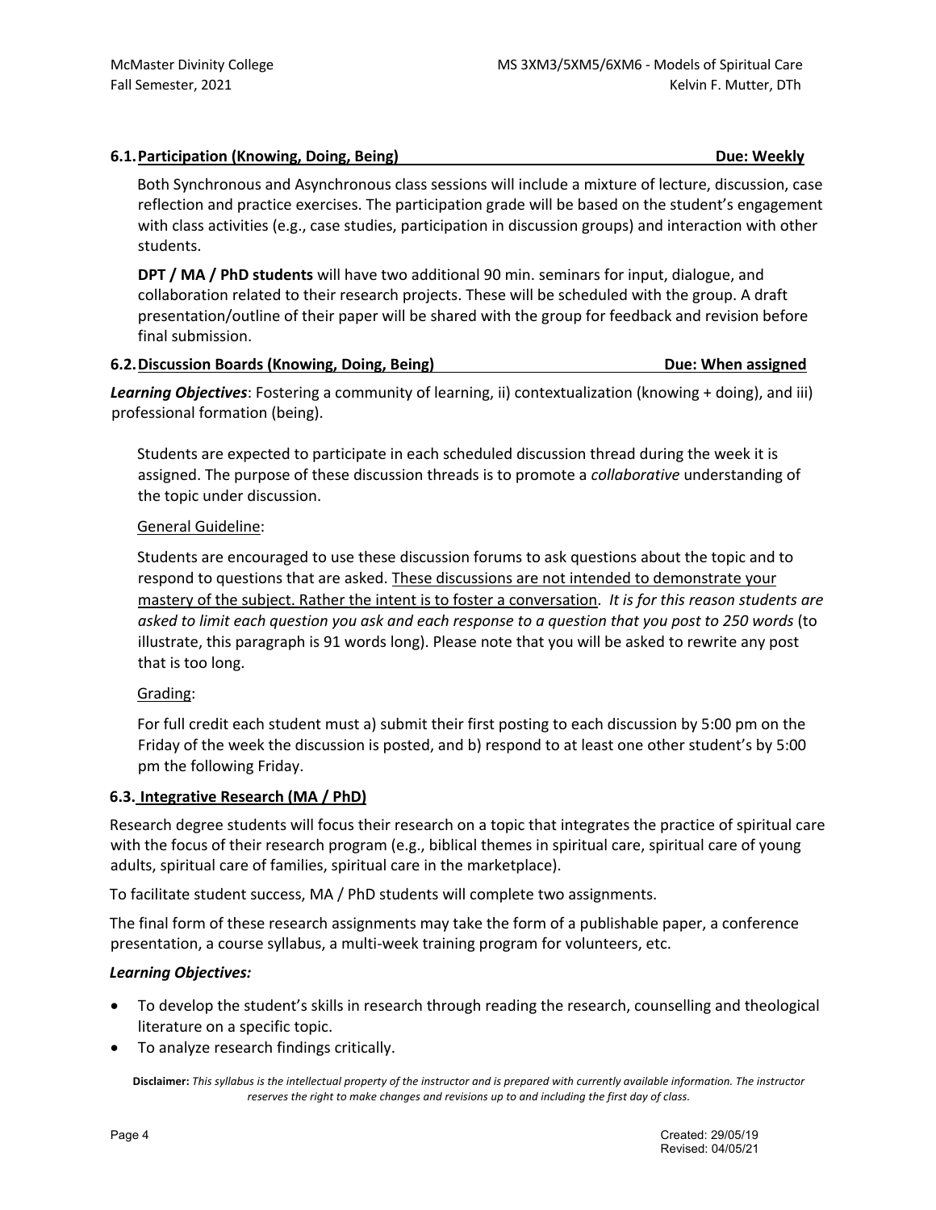### 6.1. Participation (Knowing, Doing, Being) — Due: Weekly

Both Synchronous and Asynchronous class sessions will include a mixture of lecture, discussion, case reflection and practice exercises. The participation grade will be based on the student's engagement with class activities (e.g., case studies, participation in discussion groups) and interaction with other students.

**DPT / MA / PhD students** will have two additional 90 min. seminars for input, dialogue, and collaboration related to their research projects. These will be scheduled with the group. A draft presentation/outline of their paper will be shared with the group for feedback and revision before final submission.

### 6.2. Discussion Boards (Knowing, Doing, Being) — Due: When assigned

***Learning Objectives***: Fostering a community of learning, ii) contextualization (knowing + doing), and iii) professional formation (being).

Students are expected to participate in each scheduled discussion thread during the week it is assigned. The purpose of these discussion threads is to promote a *collaborative* understanding of the topic under discussion.

<u>General Guideline</u>:

Students are encouraged to use these discussion forums to ask questions about the topic and to respond to questions that are asked. <u>These discussions are not intended to demonstrate your mastery of the subject. Rather the intent is to foster a conversation</u>. *It is for this reason students are asked to limit each question you ask and each response to a question that you post to 250 words* (to illustrate, this paragraph is 91 words long). Please note that you will be asked to rewrite any post that is too long.

<u>Grading</u>:

For full credit each student must a) submit their first posting to each discussion by 5:00 pm on the Friday of the week the discussion is posted, and b) respond to at least one other student's by 5:00 pm the following Friday.

### 6.3. Integrative Research (MA / PhD)

Research degree students will focus their research on a topic that integrates the practice of spiritual care with the focus of their research program (e.g., biblical themes in spiritual care, spiritual care of young adults, spiritual care of families, spiritual care in the marketplace).

To facilitate student success, MA / PhD students will complete two assignments.

The final form of these research assignments may take the form of a publishable paper, a conference presentation, a course syllabus, a multi-week training program for volunteers, etc.

***Learning Objectives:***

- To develop the student's skills in research through reading the research, counselling and theological literature on a specific topic.
- To analyze research findings critically.

**Disclaimer:** *This syllabus is the intellectual property of the instructor and is prepared with currently available information. The instructor reserves the right to make changes and revisions up to and including the first day of class.*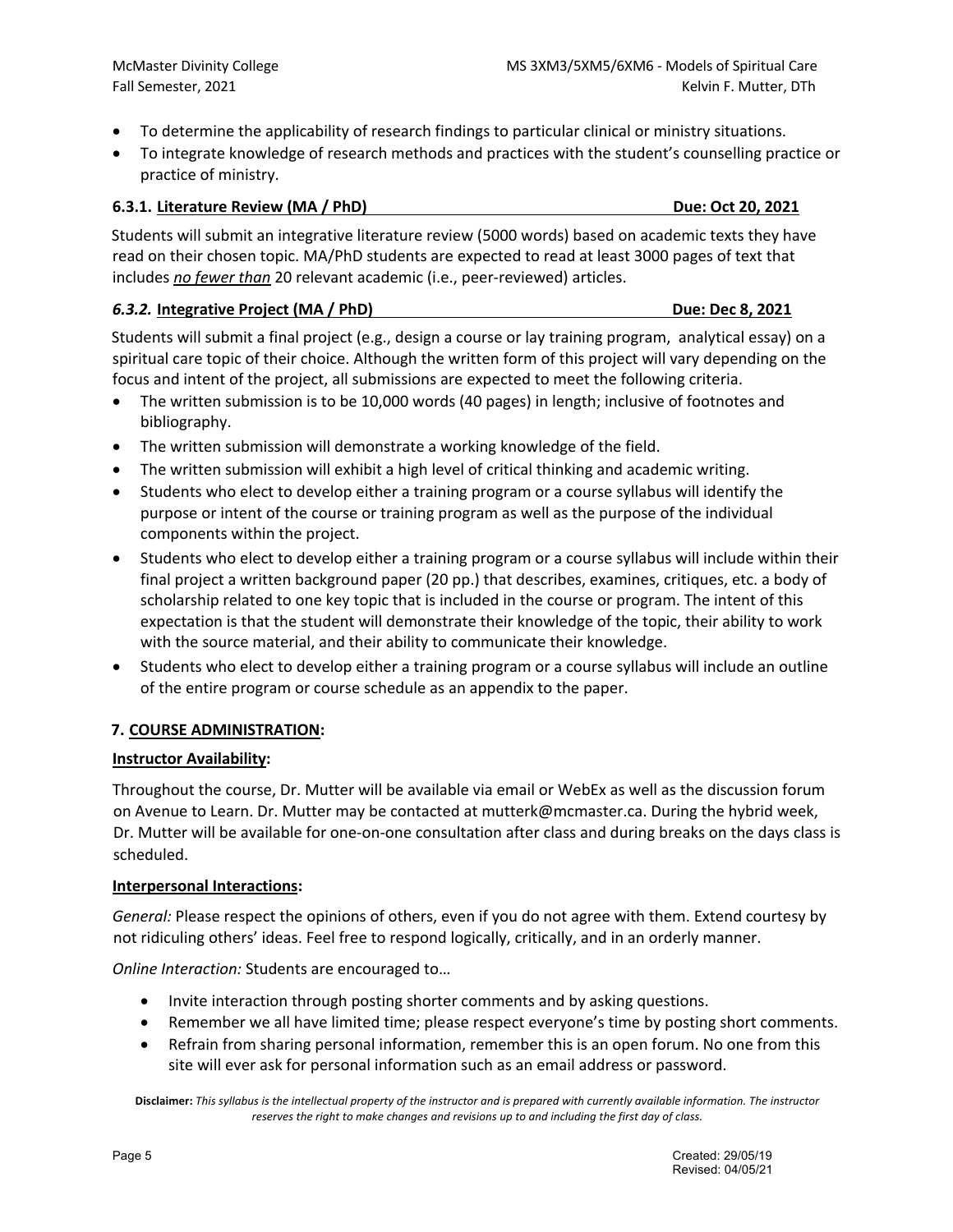- To determine the applicability of research findings to particular clinical or ministry situations.
- To integrate knowledge of research methods and practices with the student's counselling practice or practice of ministry.

#### 6.3.1. **Literature Review (MA / PhD)** **Due: Oct 20, 2021**

Students will submit an integrative literature review (5000 words) based on academic texts they have read on their chosen topic. MA/PhD students are expected to read at least 3000 pages of text that includes ***no fewer than*** 20 relevant academic (i.e., peer-reviewed) articles.

#### *6.3.2.* **Integrative Project (MA / PhD)** **Due: Dec 8, 2021**

Students will submit a final project (e.g., design a course or lay training program, analytical essay) on a spiritual care topic of their choice. Although the written form of this project will vary depending on the focus and intent of the project, all submissions are expected to meet the following criteria.

- The written submission is to be 10,000 words (40 pages) in length; inclusive of footnotes and bibliography.
- The written submission will demonstrate a working knowledge of the field.
- The written submission will exhibit a high level of critical thinking and academic writing.
- Students who elect to develop either a training program or a course syllabus will identify the purpose or intent of the course or training program as well as the purpose of the individual components within the project.
- Students who elect to develop either a training program or a course syllabus will include within their final project a written background paper (20 pp.) that describes, examines, critiques, etc. a body of scholarship related to one key topic that is included in the course or program. The intent of this expectation is that the student will demonstrate their knowledge of the topic, their ability to work with the source material, and their ability to communicate their knowledge.
- Students who elect to develop either a training program or a course syllabus will include an outline of the entire program or course schedule as an appendix to the paper.

## 7. **COURSE ADMINISTRATION:**

**Instructor Availability:**

Throughout the course, Dr. Mutter will be available via email or WebEx as well as the discussion forum on Avenue to Learn. Dr. Mutter may be contacted at mutterk@mcmaster.ca. During the hybrid week, Dr. Mutter will be available for one-on-one consultation after class and during breaks on the days class is scheduled.

**Interpersonal Interactions:**

*General:* Please respect the opinions of others, even if you do not agree with them. Extend courtesy by not ridiculing others' ideas. Feel free to respond logically, critically, and in an orderly manner.

*Online Interaction:* Students are encouraged to…

- Invite interaction through posting shorter comments and by asking questions.
- Remember we all have limited time; please respect everyone's time by posting short comments.
- Refrain from sharing personal information, remember this is an open forum. No one from this site will ever ask for personal information such as an email address or password.

**Disclaimer:** *This syllabus is the intellectual property of the instructor and is prepared with currently available information. The instructor reserves the right to make changes and revisions up to and including the first day of class.*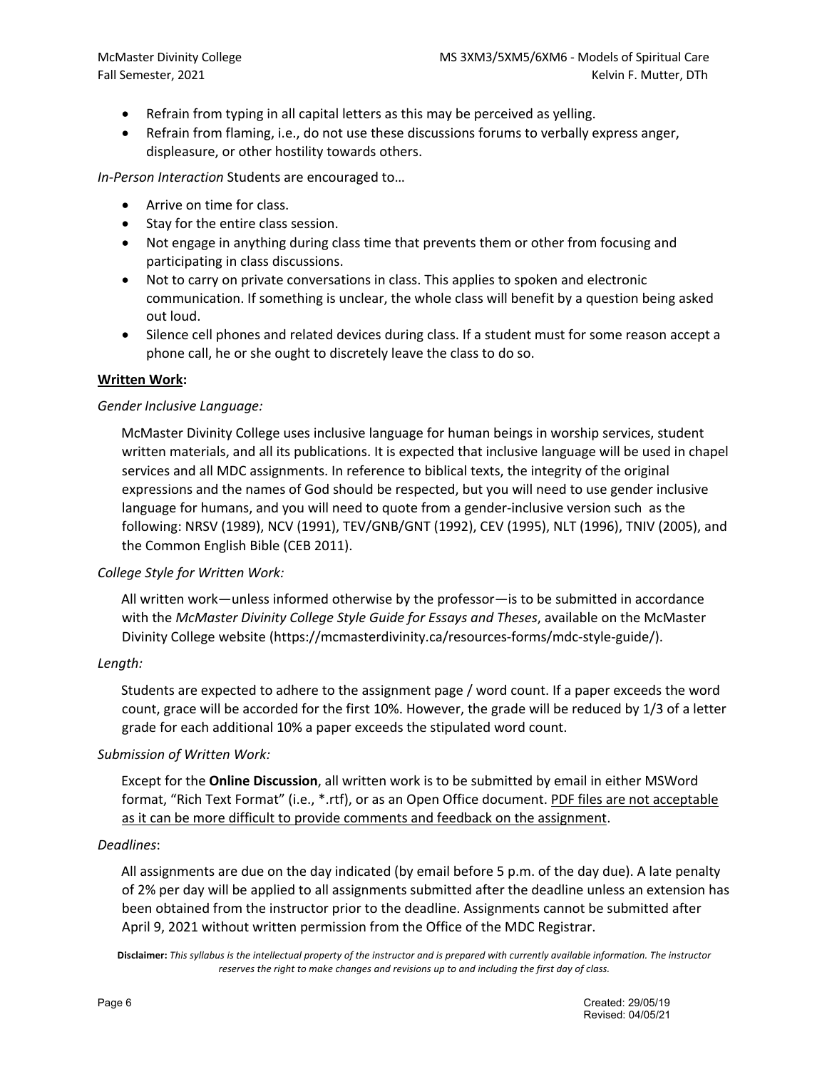- Refrain from typing in all capital letters as this may be perceived as yelling.
- Refrain from flaming, i.e., do not use these discussions forums to verbally express anger, displeasure, or other hostility towards others.

*In-Person Interaction* Students are encouraged to…

- Arrive on time for class.
- Stay for the entire class session.
- Not engage in anything during class time that prevents them or other from focusing and participating in class discussions.
- Not to carry on private conversations in class. This applies to spoken and electronic communication. If something is unclear, the whole class will benefit by a question being asked out loud.
- Silence cell phones and related devices during class. If a student must for some reason accept a phone call, he or she ought to discretely leave the class to do so.

<u>**Written Work**</u>**:**

*Gender Inclusive Language:*

McMaster Divinity College uses inclusive language for human beings in worship services, student written materials, and all its publications. It is expected that inclusive language will be used in chapel services and all MDC assignments. In reference to biblical texts, the integrity of the original expressions and the names of God should be respected, but you will need to use gender inclusive language for humans, and you will need to quote from a gender-inclusive version such as the following: NRSV (1989), NCV (1991), TEV/GNB/GNT (1992), CEV (1995), NLT (1996), TNIV (2005), and the Common English Bible (CEB 2011).

*College Style for Written Work:*

All written work—unless informed otherwise by the professor—is to be submitted in accordance with the *McMaster Divinity College Style Guide for Essays and Theses*, available on the McMaster Divinity College website (https://mcmasterdivinity.ca/resources-forms/mdc-style-guide/).

*Length:*

Students are expected to adhere to the assignment page / word count. If a paper exceeds the word count, grace will be accorded for the first 10%. However, the grade will be reduced by 1/3 of a letter grade for each additional 10% a paper exceeds the stipulated word count.

*Submission of Written Work:*

Except for the **Online Discussion**, all written work is to be submitted by email in either MSWord format, "Rich Text Format" (i.e., *.rtf), or as an Open Office document. <u>PDF files are not acceptable as it can be more difficult to provide comments and feedback on the assignment</u>.

*Deadlines*:

All assignments are due on the day indicated (by email before 5 p.m. of the day due). A late penalty of 2% per day will be applied to all assignments submitted after the deadline unless an extension has been obtained from the instructor prior to the deadline. Assignments cannot be submitted after April 9, 2021 without written permission from the Office of the MDC Registrar.

**Disclaimer:** *This syllabus is the intellectual property of the instructor and is prepared with currently available information. The instructor reserves the right to make changes and revisions up to and including the first day of class.*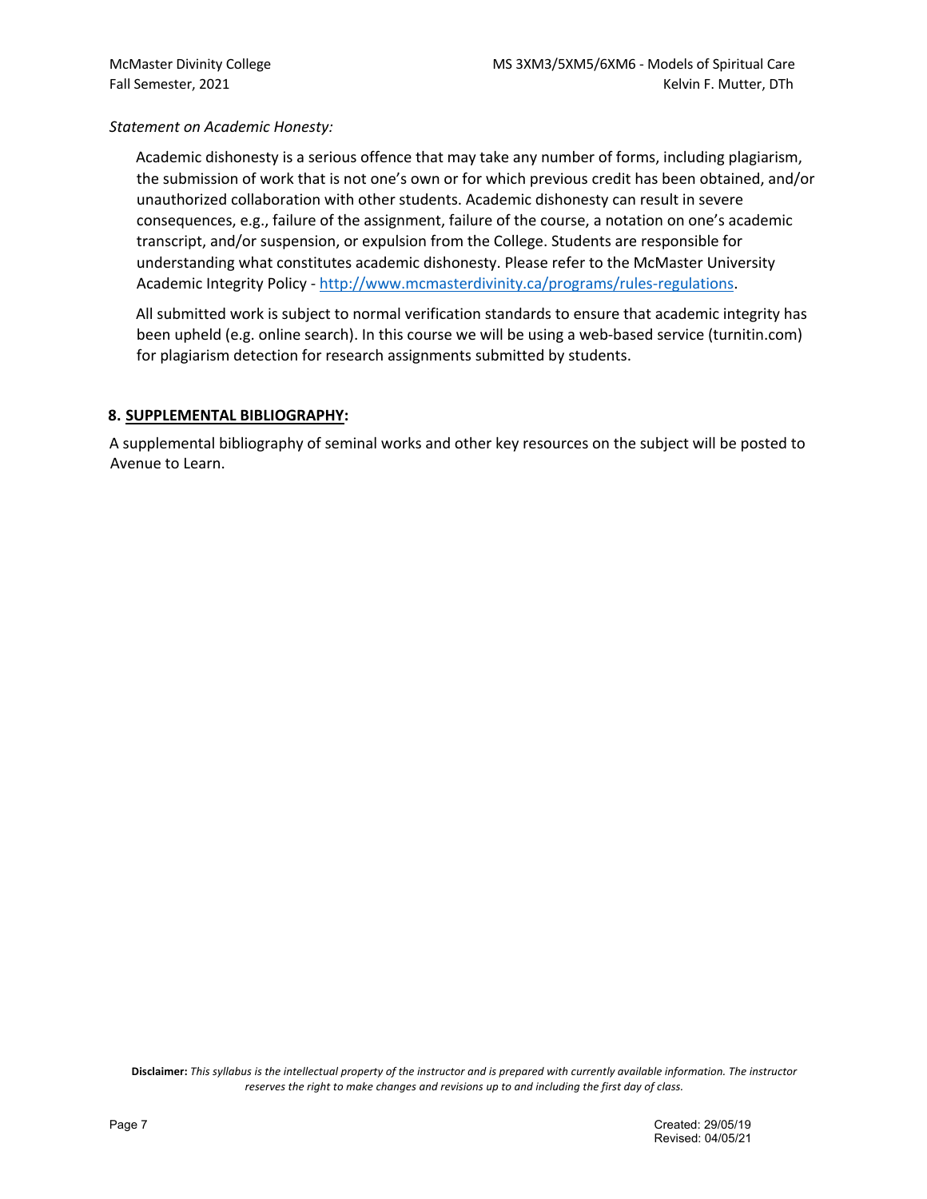*Statement on Academic Honesty:*

Academic dishonesty is a serious offence that may take any number of forms, including plagiarism, the submission of work that is not one's own or for which previous credit has been obtained, and/or unauthorized collaboration with other students. Academic dishonesty can result in severe consequences, e.g., failure of the assignment, failure of the course, a notation on one's academic transcript, and/or suspension, or expulsion from the College. Students are responsible for understanding what constitutes academic dishonesty. Please refer to the McMaster University Academic Integrity Policy - http://www.mcmasterdivinity.ca/programs/rules-regulations.

All submitted work is subject to normal verification standards to ensure that academic integrity has been upheld (e.g. online search). In this course we will be using a web-based service (turnitin.com) for plagiarism detection for research assignments submitted by students.

## 8. SUPPLEMENTAL BIBLIOGRAPHY:

A supplemental bibliography of seminal works and other key resources on the subject will be posted to Avenue to Learn.

**Disclaimer:** *This syllabus is the intellectual property of the instructor and is prepared with currently available information. The instructor reserves the right to make changes and revisions up to and including the first day of class.*